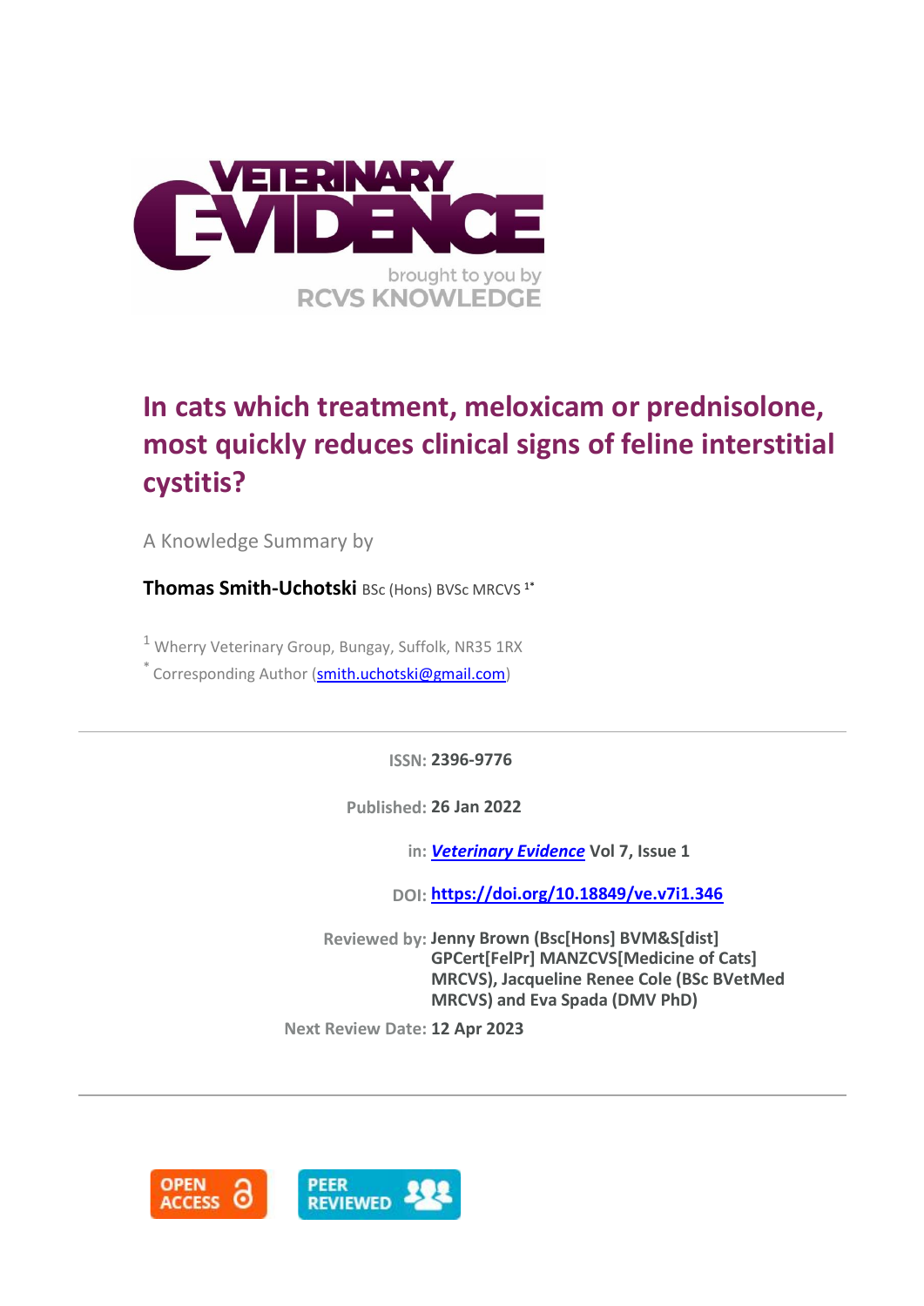# In cats which treatment, meloxicam or prednisolone, most quickly reduces clinical signs of feline interstitial cystitis?

A Knowledge Summary by

**Thomas Smith-Uchotski** BSc (Hons) BVSc MRCVS [1*]

[1] Wherry Veterinary Group, Bungay, Suffolk, NR35 1RX

[*] Corresponding Author (smith.uchotski@gmail.com)

---

**ISSN:** 2396-9776

**Published:** 26 Jan 2022

**in:** *Veterinary Evidence* Vol 7, Issue 1

**DOI:** https://doi.org/10.18849/ve.v7i1.346

**Reviewed by:** Jenny Brown (Bsc[Hons] BVM&S[dist] GPCert[FelPr] MANZCVS[Medicine of Cats] MRCVS), Jacqueline Renee Cole (BSc BVetMed MRCVS) and Eva Spada (DMV PhD)

**Next Review Date:** 12 Apr 2023

---

OPEN ACCESS

PEER REVIEWED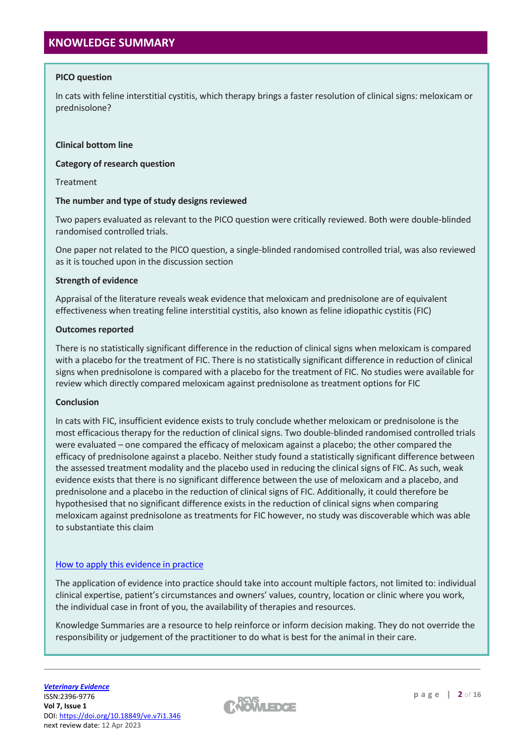## KNOWLEDGE SUMMARY

**PICO question**

In cats with feline interstitial cystitis, which therapy brings a faster resolution of clinical signs: meloxicam or prednisolone?

**Clinical bottom line**

**Category of research question**

Treatment

**The number and type of study designs reviewed**

Two papers evaluated as relevant to the PICO question were critically reviewed. Both were double-blinded randomised controlled trials.

One paper not related to the PICO question, a single-blinded randomised controlled trial, was also reviewed as it is touched upon in the discussion section

**Strength of evidence**

Appraisal of the literature reveals weak evidence that meloxicam and prednisolone are of equivalent effectiveness when treating feline interstitial cystitis, also known as feline idiopathic cystitis (FIC)

**Outcomes reported**

There is no statistically significant difference in the reduction of clinical signs when meloxicam is compared with a placebo for the treatment of FIC. There is no statistically significant difference in reduction of clinical signs when prednisolone is compared with a placebo for the treatment of FIC. No studies were available for review which directly compared meloxicam against prednisolone as treatment options for FIC

**Conclusion**

In cats with FIC, insufficient evidence exists to truly conclude whether meloxicam or prednisolone is the most efficacious therapy for the reduction of clinical signs. Two double-blinded randomised controlled trials were evaluated – one compared the efficacy of meloxicam against a placebo; the other compared the efficacy of prednisolone against a placebo. Neither study found a statistically significant difference between the assessed treatment modality and the placebo used in reducing the clinical signs of FIC. As such, weak evidence exists that there is no significant difference between the use of meloxicam and a placebo, and prednisolone and a placebo in the reduction of clinical signs of FIC. Additionally, it could therefore be hypothesised that no significant difference exists in the reduction of clinical signs when comparing meloxicam against prednisolone as treatments for FIC however, no study was discoverable which was able to substantiate this claim

How to apply this evidence in practice

The application of evidence into practice should take into account multiple factors, not limited to: individual clinical expertise, patient's circumstances and owners' values, country, location or clinic where you work, the individual case in front of you, the availability of therapies and resources.

Knowledge Summaries are a resource to help reinforce or inform decision making. They do not override the responsibility or judgement of the practitioner to do what is best for the animal in their care.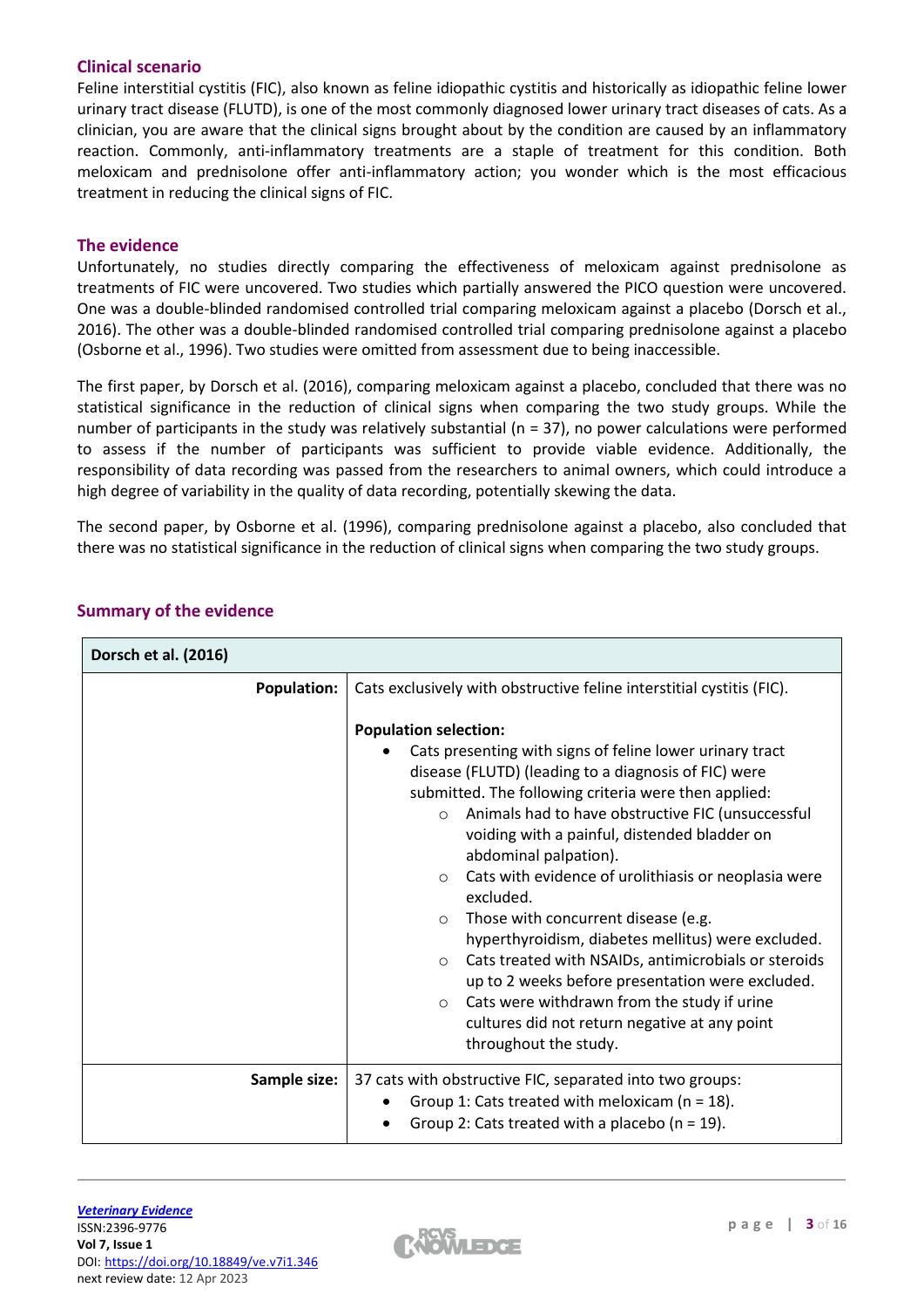## Clinical scenario

Feline interstitial cystitis (FIC), also known as feline idiopathic cystitis and historically as idiopathic feline lower urinary tract disease (FLUTD), is one of the most commonly diagnosed lower urinary tract diseases of cats. As a clinician, you are aware that the clinical signs brought about by the condition are caused by an inflammatory reaction. Commonly, anti-inflammatory treatments are a staple of treatment for this condition. Both meloxicam and prednisolone offer anti-inflammatory action; you wonder which is the most efficacious treatment in reducing the clinical signs of FIC.

## The evidence

Unfortunately, no studies directly comparing the effectiveness of meloxicam against prednisolone as treatments of FIC were uncovered. Two studies which partially answered the PICO question were uncovered. One was a double-blinded randomised controlled trial comparing meloxicam against a placebo (Dorsch et al., 2016). The other was a double-blinded randomised controlled trial comparing prednisolone against a placebo (Osborne et al., 1996). Two studies were omitted from assessment due to being inaccessible.

The first paper, by Dorsch et al. (2016), comparing meloxicam against a placebo, concluded that there was no statistical significance in the reduction of clinical signs when comparing the two study groups. While the number of participants in the study was relatively substantial (n = 37), no power calculations were performed to assess if the number of participants was sufficient to provide viable evidence. Additionally, the responsibility of data recording was passed from the researchers to animal owners, which could introduce a high degree of variability in the quality of data recording, potentially skewing the data.

The second paper, by Osborne et al. (1996), comparing prednisolone against a placebo, also concluded that there was no statistical significance in the reduction of clinical signs when comparing the two study groups.

## Summary of the evidence

| **Dorsch et al. (2016)** | |
|---|---|
| **Population:** | Cats exclusively with obstructive feline interstitial cystitis (FIC).<br><br>**Population selection:**<br>• Cats presenting with signs of feline lower urinary tract disease (FLUTD) (leading to a diagnosis of FIC) were submitted. The following criteria were then applied:<br>&nbsp;&nbsp;○ Animals had to have obstructive FIC (unsuccessful voiding with a painful, distended bladder on abdominal palpation).<br>&nbsp;&nbsp;○ Cats with evidence of urolithiasis or neoplasia were excluded.<br>&nbsp;&nbsp;○ Those with concurrent disease (e.g. hyperthyroidism, diabetes mellitus) were excluded.<br>&nbsp;&nbsp;○ Cats treated with NSAIDs, antimicrobials or steroids up to 2 weeks before presentation were excluded.<br>&nbsp;&nbsp;○ Cats were withdrawn from the study if urine cultures did not return negative at any point throughout the study. |
| **Sample size:** | 37 cats with obstructive FIC, separated into two groups:<br>• Group 1: Cats treated with meloxicam (n = 18).<br>• Group 2: Cats treated with a placebo (n = 19). |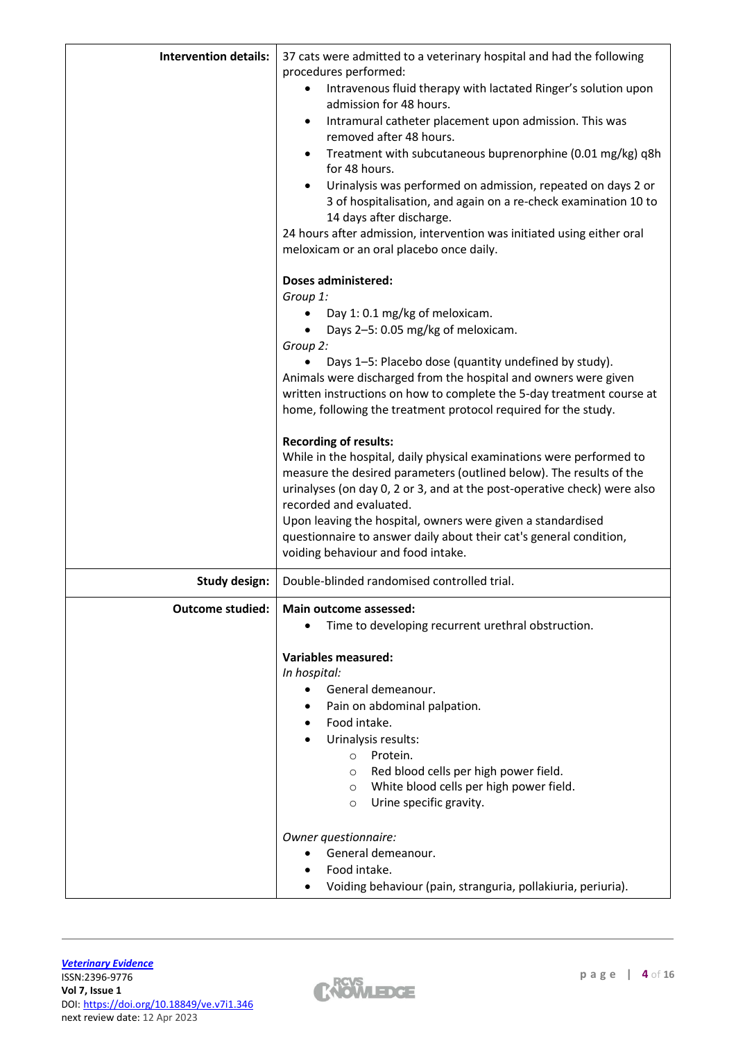| | |
|---|---|
| **Intervention details:** | 37 cats were admitted to a veterinary hospital and had the following procedures performed:<br>• Intravenous fluid therapy with lactated Ringer's solution upon admission for 48 hours.<br>• Intramural catheter placement upon admission. This was removed after 48 hours.<br>• Treatment with subcutaneous buprenorphine (0.01 mg/kg) q8h for 48 hours.<br>• Urinalysis was performed on admission, repeated on days 2 or 3 of hospitalisation, and again on a re-check examination 10 to 14 days after discharge.<br>24 hours after admission, intervention was initiated using either oral meloxicam or an oral placebo once daily.<br><br>**Doses administered:**<br>*Group 1:*<br>• Day 1: 0.1 mg/kg of meloxicam.<br>• Days 2–5: 0.05 mg/kg of meloxicam.<br>*Group 2:*<br>• Days 1–5: Placebo dose (quantity undefined by study).<br>Animals were discharged from the hospital and owners were given written instructions on how to complete the 5-day treatment course at home, following the treatment protocol required for the study.<br><br>**Recording of results:**<br>While in the hospital, daily physical examinations were performed to measure the desired parameters (outlined below). The results of the urinalyses (on day 0, 2 or 3, and at the post-operative check) were also recorded and evaluated.<br>Upon leaving the hospital, owners were given a standardised questionnaire to answer daily about their cat's general condition, voiding behaviour and food intake. |
| **Study design:** | Double-blinded randomised controlled trial. |
| **Outcome studied:** | **Main outcome assessed:**<br>• Time to developing recurrent urethral obstruction.<br><br>**Variables measured:**<br>*In hospital:*<br>• General demeanour.<br>• Pain on abdominal palpation.<br>• Food intake.<br>• Urinalysis results:<br>&nbsp;&nbsp;&nbsp;&nbsp;○ Protein.<br>&nbsp;&nbsp;&nbsp;&nbsp;○ Red blood cells per high power field.<br>&nbsp;&nbsp;&nbsp;&nbsp;○ White blood cells per high power field.<br>&nbsp;&nbsp;&nbsp;&nbsp;○ Urine specific gravity.<br><br>*Owner questionnaire:*<br>• General demeanour.<br>• Food intake.<br>• Voiding behaviour (pain, stranguria, pollakiuria, periuria). |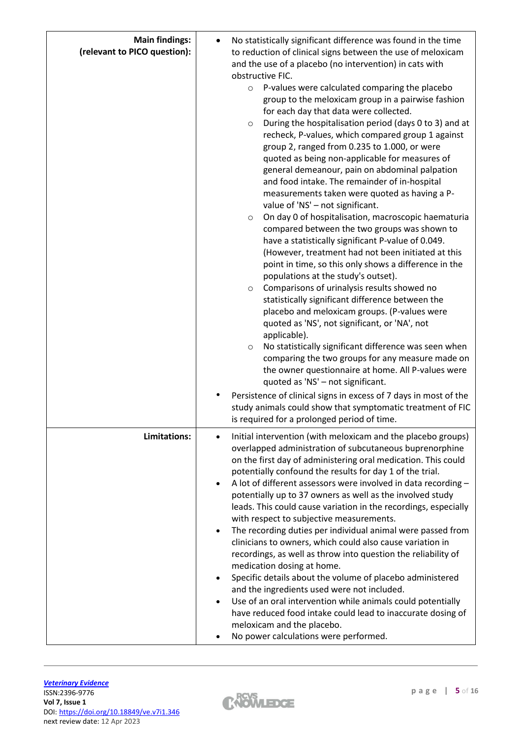| | |
|---|---|
| **Main findings: (relevant to PICO question):** | • No statistically significant difference was found in the time to reduction of clinical signs between the use of meloxicam and the use of a placebo (no intervention) in cats with obstructive FIC.<br>  ○ P-values were calculated comparing the placebo group to the meloxicam group in a pairwise fashion for each day that data were collected.<br>  ○ During the hospitalisation period (days 0 to 3) and at recheck, P-values, which compared group 1 against group 2, ranged from 0.235 to 1.000, or were quoted as being non-applicable for measures of general demeanour, pain on abdominal palpation and food intake. The remainder of in-hospital measurements taken were quoted as having a P-value of 'NS' – not significant.<br>  ○ On day 0 of hospitalisation, macroscopic haematuria compared between the two groups was shown to have a statistically significant P-value of 0.049. (However, treatment had not been initiated at this point in time, so this only shows a difference in the populations at the study's outset).<br>  ○ Comparisons of urinalysis results showed no statistically significant difference between the placebo and meloxicam groups. (P-values were quoted as 'NS', not significant, or 'NA', not applicable).<br>  ○ No statistically significant difference was seen when comparing the two groups for any measure made on the owner questionnaire at home. All P-values were quoted as 'NS' – not significant.<br>• Persistence of clinical signs in excess of 7 days in most of the study animals could show that symptomatic treatment of FIC is required for a prolonged period of time. |
| **Limitations:** | • Initial intervention (with meloxicam and the placebo groups) overlapped administration of subcutaneous buprenorphine on the first day of administering oral medication. This could potentially confound the results for day 1 of the trial.<br>• A lot of different assessors were involved in data recording – potentially up to 37 owners as well as the involved study leads. This could cause variation in the recordings, especially with respect to subjective measurements.<br>• The recording duties per individual animal were passed from clinicians to owners, which could also cause variation in recordings, as well as throw into question the reliability of medication dosing at home.<br>• Specific details about the volume of placebo administered and the ingredients used were not included.<br>• Use of an oral intervention while animals could potentially have reduced food intake could lead to inaccurate dosing of meloxicam and the placebo.<br>• No power calculations were performed. |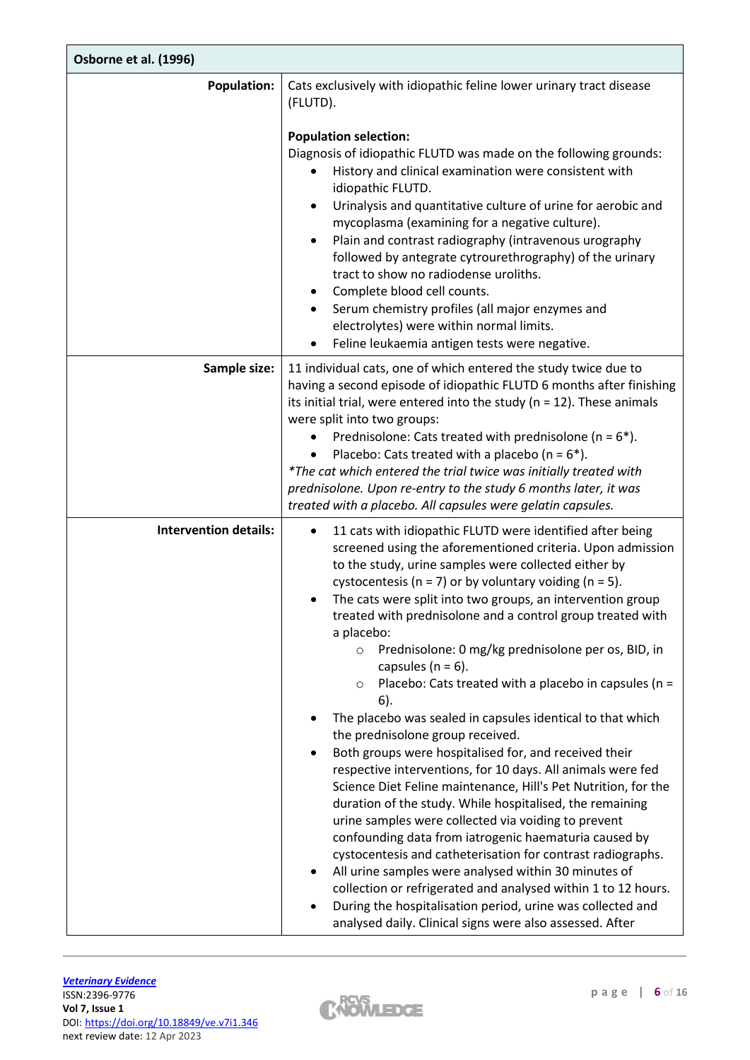| Osborne et al. (1996) | |
|---|---|
| **Population:** | Cats exclusively with idiopathic feline lower urinary tract disease (FLUTD).<br><br>**Population selection:**<br>Diagnosis of idiopathic FLUTD was made on the following grounds:<br>• History and clinical examination were consistent with idiopathic FLUTD.<br>• Urinalysis and quantitative culture of urine for aerobic and mycoplasma (examining for a negative culture).<br>• Plain and contrast radiography (intravenous urography followed by antegrate cytrourethrography) of the urinary tract to show no radiodense uroliths.<br>• Complete blood cell counts.<br>• Serum chemistry profiles (all major enzymes and electrolytes) were within normal limits.<br>• Feline leukaemia antigen tests were negative. |
| **Sample size:** | 11 individual cats, one of which entered the study twice due to having a second episode of idiopathic FLUTD 6 months after finishing its initial trial, were entered into the study (n = 12). These animals were split into two groups:<br>• Prednisolone: Cats treated with prednisolone (n = 6*).<br>• Placebo: Cats treated with a placebo (n = 6*).<br>*\*The cat which entered the trial twice was initially treated with prednisolone. Upon re-entry to the study 6 months later, it was treated with a placebo. All capsules were gelatin capsules.* |
| **Intervention details:** | • 11 cats with idiopathic FLUTD were identified after being screened using the aforementioned criteria. Upon admission to the study, urine samples were collected either by cystocentesis (n = 7) or by voluntary voiding (n = 5).<br>• The cats were split into two groups, an intervention group treated with prednisolone and a control group treated with a placebo:<br>  ○ Prednisolone: 0 mg/kg prednisolone per os, BID, in capsules (n = 6).<br>  ○ Placebo: Cats treated with a placebo in capsules (n = 6).<br>• The placebo was sealed in capsules identical to that which the prednisolone group received.<br>• Both groups were hospitalised for, and received their respective interventions, for 10 days. All animals were fed Science Diet Feline maintenance, Hill's Pet Nutrition, for the duration of the study. While hospitalised, the remaining urine samples were collected via voiding to prevent confounding data from iatrogenic haematuria caused by cystocentesis and catheterisation for contrast radiographs.<br>• All urine samples were analysed within 30 minutes of collection or refrigerated and analysed within 1 to 12 hours.<br>• During the hospitalisation period, urine was collected and analysed daily. Clinical signs were also assessed. After |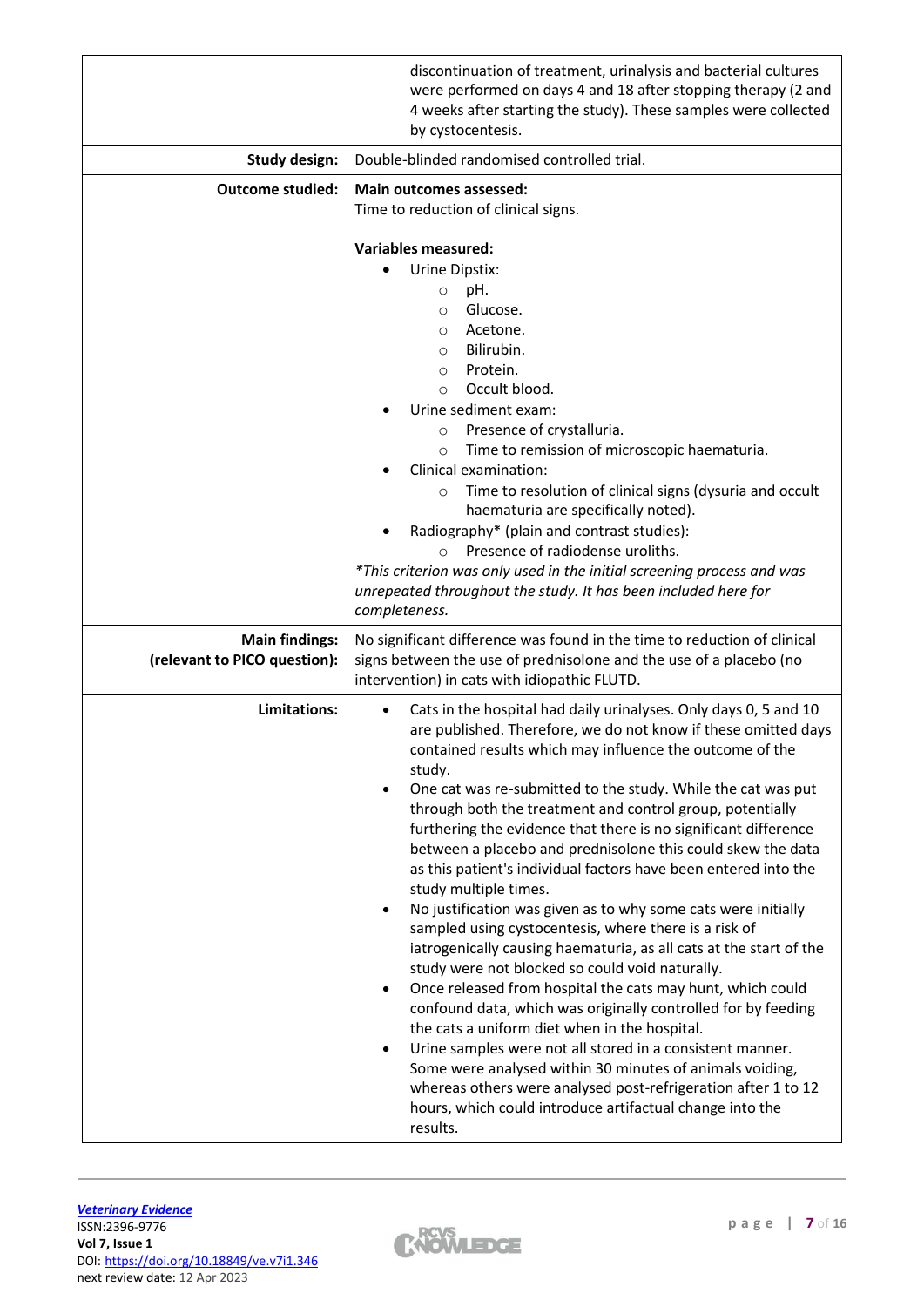| | |
|---|---|
| | discontinuation of treatment, urinalysis and bacterial cultures were performed on days 4 and 18 after stopping therapy (2 and 4 weeks after starting the study). These samples were collected by cystocentesis. |
| **Study design:** | Double-blinded randomised controlled trial. |
| **Outcome studied:** | **Main outcomes assessed:**<br>Time to reduction of clinical signs.<br><br>**Variables measured:**<br>• Urine Dipstix:<br>  ○ pH.<br>  ○ Glucose.<br>  ○ Acetone.<br>  ○ Bilirubin.<br>  ○ Protein.<br>  ○ Occult blood.<br>• Urine sediment exam:<br>  ○ Presence of crystalluria.<br>  ○ Time to remission of microscopic haematuria.<br>• Clinical examination:<br>  ○ Time to resolution of clinical signs (dysuria and occult haematuria are specifically noted).<br>• Radiography* (plain and contrast studies):<br>  ○ Presence of radiodense uroliths.<br>*\*This criterion was only used in the initial screening process and was unrepeated throughout the study. It has been included here for completeness.* |
| **Main findings: (relevant to PICO question):** | No significant difference was found in the time to reduction of clinical signs between the use of prednisolone and the use of a placebo (no intervention) in cats with idiopathic FLUTD. |
| **Limitations:** | • Cats in the hospital had daily urinalyses. Only days 0, 5 and 10 are published. Therefore, we do not know if these omitted days contained results which may influence the outcome of the study.<br>• One cat was re-submitted to the study. While the cat was put through both the treatment and control group, potentially furthering the evidence that there is no significant difference between a placebo and prednisolone this could skew the data as this patient's individual factors have been entered into the study multiple times.<br>• No justification was given as to why some cats were initially sampled using cystocentesis, where there is a risk of iatrogenically causing haematuria, as all cats at the start of the study were not blocked so could void naturally.<br>• Once released from hospital the cats may hunt, which could confound data, which was originally controlled for by feeding the cats a uniform diet when in the hospital.<br>• Urine samples were not all stored in a consistent manner. Some were analysed within 30 minutes of animals voiding, whereas others were analysed post-refrigeration after 1 to 12 hours, which could introduce artifactual change into the results. |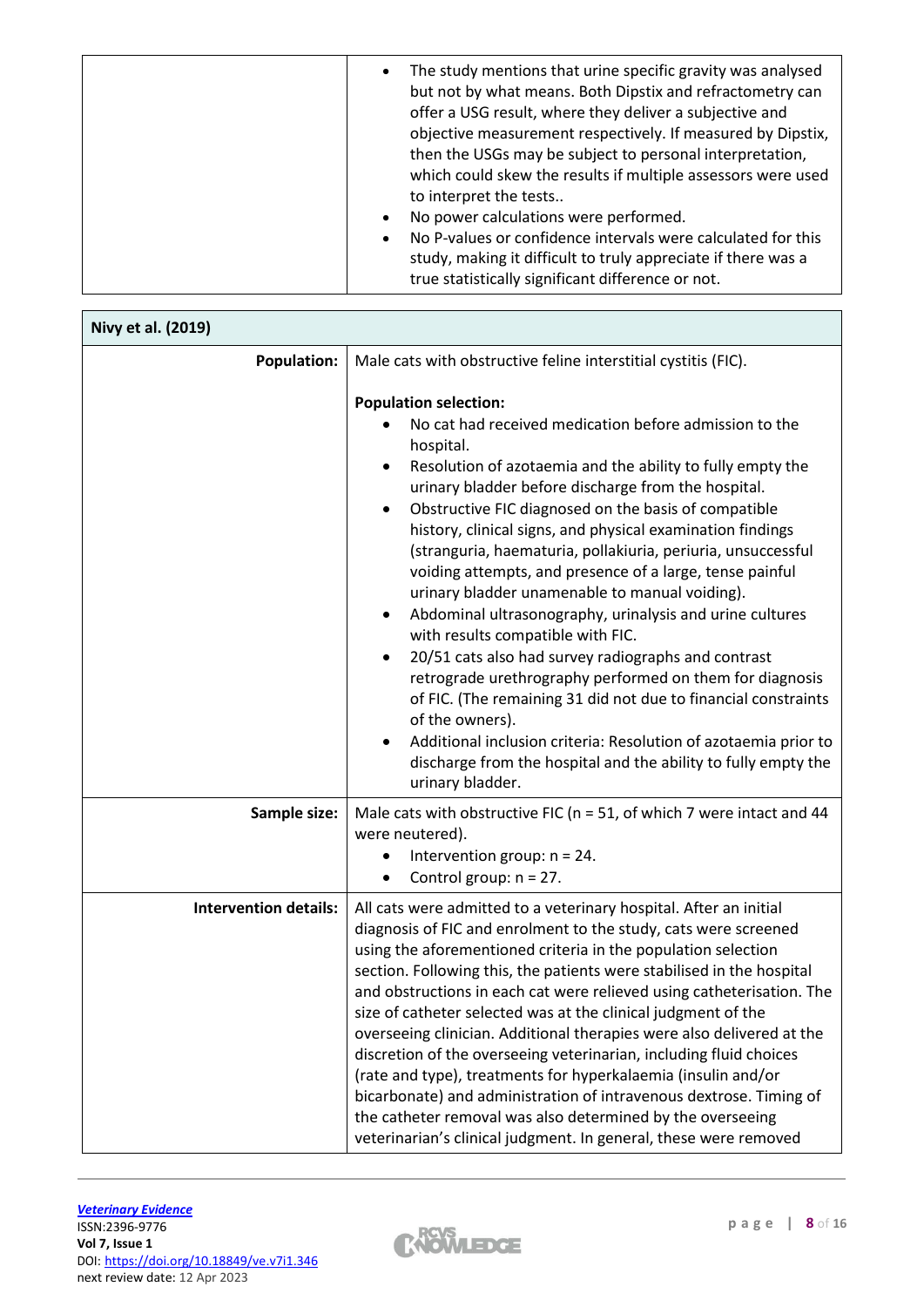| | |
|---|---|
| | • The study mentions that urine specific gravity was analysed but not by what means. Both Dipstix and refractometry can offer a USG result, where they deliver a subjective and objective measurement respectively. If measured by Dipstix, then the USGs may be subject to personal interpretation, which could skew the results if multiple assessors were used to interpret the tests..<br>• No power calculations were performed.<br>• No P-values or confidence intervals were calculated for this study, making it difficult to truly appreciate if there was a true statistically significant difference or not. |

| **Nivy et al. (2019)** | |
|---|---|
| **Population:** | Male cats with obstructive feline interstitial cystitis (FIC).<br><br>**Population selection:**<br>• No cat had received medication before admission to the hospital.<br>• Resolution of azotaemia and the ability to fully empty the urinary bladder before discharge from the hospital.<br>• Obstructive FIC diagnosed on the basis of compatible history, clinical signs, and physical examination findings (stranguria, haematuria, pollakiuria, periuria, unsuccessful voiding attempts, and presence of a large, tense painful urinary bladder unamenable to manual voiding).<br>• Abdominal ultrasonography, urinalysis and urine cultures with results compatible with FIC.<br>• 20/51 cats also had survey radiographs and contrast retrograde urethrography performed on them for diagnosis of FIC. (The remaining 31 did not due to financial constraints of the owners).<br>• Additional inclusion criteria: Resolution of azotaemia prior to discharge from the hospital and the ability to fully empty the urinary bladder. |
| **Sample size:** | Male cats with obstructive FIC (n = 51, of which 7 were intact and 44 were neutered).<br>• Intervention group: n = 24.<br>• Control group: n = 27. |
| **Intervention details:** | All cats were admitted to a veterinary hospital. After an initial diagnosis of FIC and enrolment to the study, cats were screened using the aforementioned criteria in the population selection section. Following this, the patients were stabilised in the hospital and obstructions in each cat were relieved using catheterisation. The size of catheter selected was at the clinical judgment of the overseeing clinician. Additional therapies were also delivered at the discretion of the overseeing veterinarian, including fluid choices (rate and type), treatments for hyperkalaemia (insulin and/or bicarbonate) and administration of intravenous dextrose. Timing of the catheter removal was also determined by the overseeing veterinarian's clinical judgment. In general, these were removed |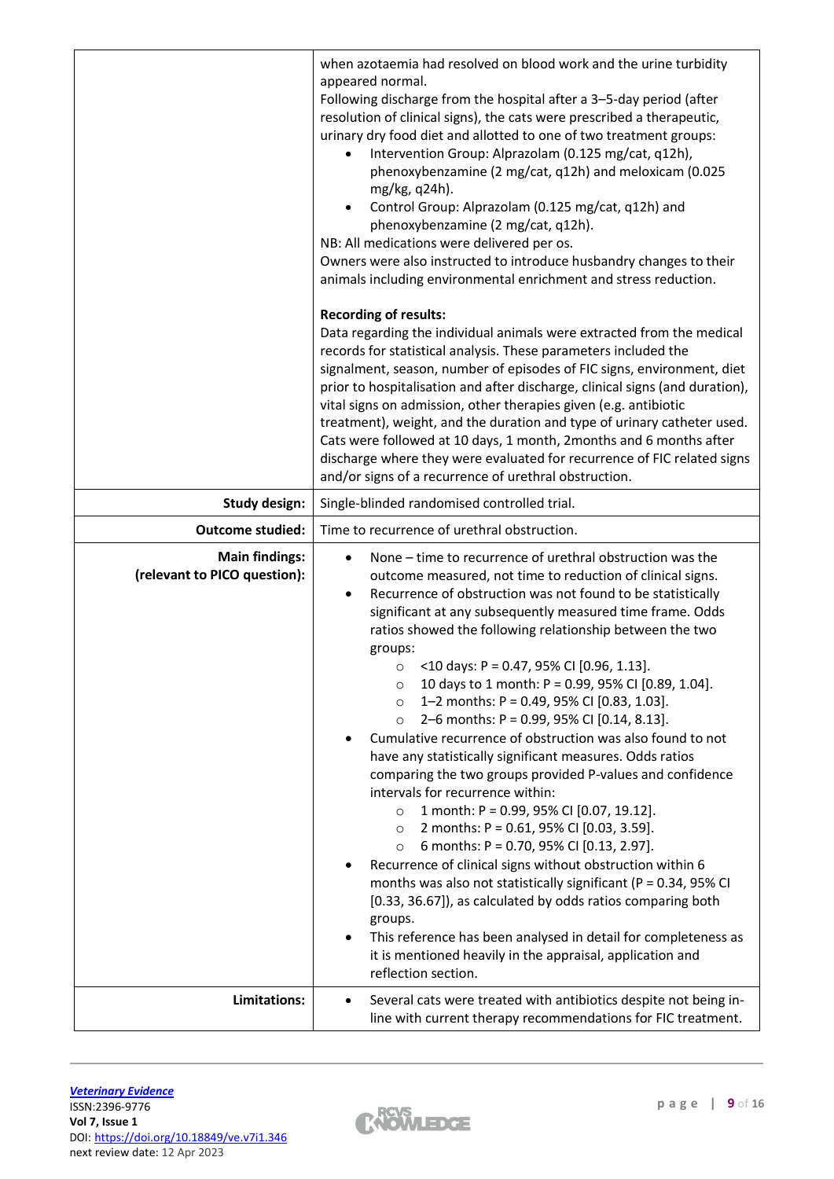| | |
|---|---|
| | when azotaemia had resolved on blood work and the urine turbidity appeared normal.<br>Following discharge from the hospital after a 3–5-day period (after resolution of clinical signs), the cats were prescribed a therapeutic, urinary dry food diet and allotted to one of two treatment groups:<br>• Intervention Group: Alprazolam (0.125 mg/cat, q12h), phenoxybenzamine (2 mg/cat, q12h) and meloxicam (0.025 mg/kg, q24h).<br>• Control Group: Alprazolam (0.125 mg/cat, q12h) and phenoxybenzamine (2 mg/cat, q12h).<br>NB: All medications were delivered per os.<br>Owners were also instructed to introduce husbandry changes to their animals including environmental enrichment and stress reduction.<br><br>**Recording of results:**<br>Data regarding the individual animals were extracted from the medical records for statistical analysis. These parameters included the signalment, season, number of episodes of FIC signs, environment, diet prior to hospitalisation and after discharge, clinical signs (and duration), vital signs on admission, other therapies given (e.g. antibiotic treatment), weight, and the duration and type of urinary catheter used. Cats were followed at 10 days, 1 month, 2months and 6 months after discharge where they were evaluated for recurrence of FIC related signs and/or signs of a recurrence of urethral obstruction. |
| **Study design:** | Single-blinded randomised controlled trial. |
| **Outcome studied:** | Time to recurrence of urethral obstruction. |
| **Main findings: (relevant to PICO question):** | • None – time to recurrence of urethral obstruction was the outcome measured, not time to reduction of clinical signs.<br>• Recurrence of obstruction was not found to be statistically significant at any subsequently measured time frame. Odds ratios showed the following relationship between the two groups:<br>  ○ <10 days: P = 0.47, 95% CI [0.96, 1.13].<br>  ○ 10 days to 1 month: P = 0.99, 95% CI [0.89, 1.04].<br>  ○ 1–2 months: P = 0.49, 95% CI [0.83, 1.03].<br>  ○ 2–6 months: P = 0.99, 95% CI [0.14, 8.13].<br>• Cumulative recurrence of obstruction was also found to not have any statistically significant measures. Odds ratios comparing the two groups provided P-values and confidence intervals for recurrence within:<br>  ○ 1 month: P = 0.99, 95% CI [0.07, 19.12].<br>  ○ 2 months: P = 0.61, 95% CI [0.03, 3.59].<br>  ○ 6 months: P = 0.70, 95% CI [0.13, 2.97].<br>• Recurrence of clinical signs without obstruction within 6 months was also not statistically significant (P = 0.34, 95% CI [0.33, 36.67]), as calculated by odds ratios comparing both groups.<br>• This reference has been analysed in detail for completeness as it is mentioned heavily in the appraisal, application and reflection section. |
| **Limitations:** | • Several cats were treated with antibiotics despite not being in-line with current therapy recommendations for FIC treatment. |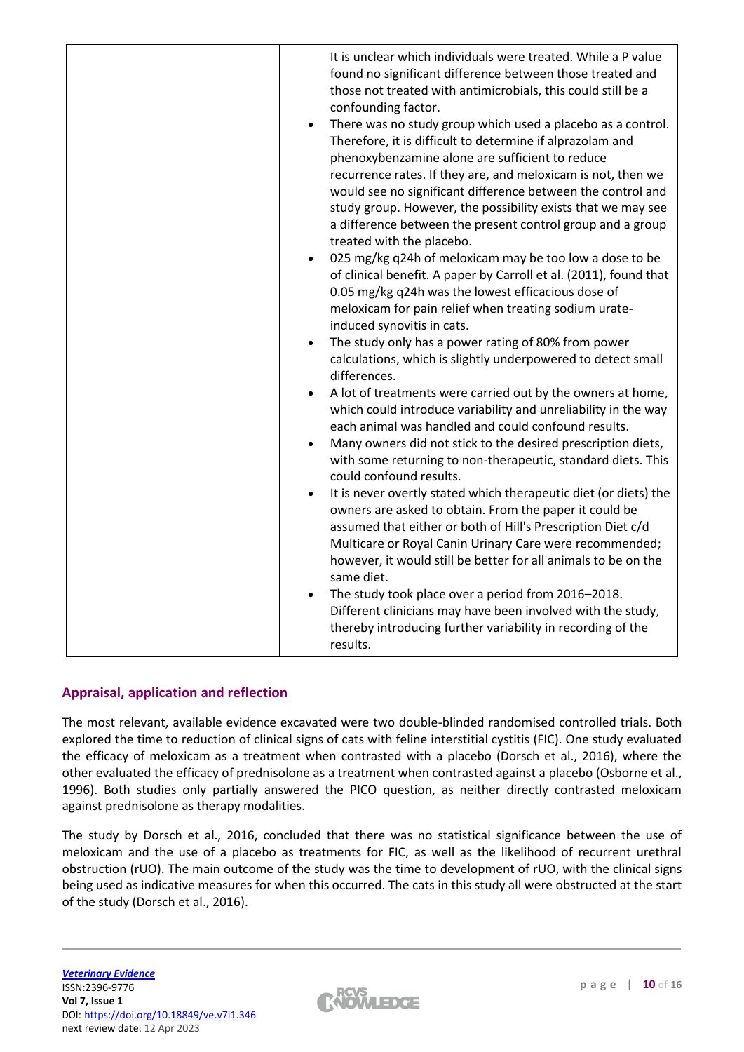| | It is unclear which individuals were treated. While a P value found no significant difference between those treated and those not treated with antimicrobials, this could still be a confounding factor.<br>• There was no study group which used a placebo as a control. Therefore, it is difficult to determine if alprazolam and phenoxybenzamine alone are sufficient to reduce recurrence rates. If they are, and meloxicam is not, then we would see no significant difference between the control and study group. However, the possibility exists that we may see a difference between the present control group and a group treated with the placebo.<br>• 025 mg/kg q24h of meloxicam may be too low a dose to be of clinical benefit. A paper by Carroll et al. (2011), found that 0.05 mg/kg q24h was the lowest efficacious dose of meloxicam for pain relief when treating sodium urate-induced synovitis in cats.<br>• The study only has a power rating of 80% from power calculations, which is slightly underpowered to detect small differences.<br>• A lot of treatments were carried out by the owners at home, which could introduce variability and unreliability in the way each animal was handled and could confound results.<br>• Many owners did not stick to the desired prescription diets, with some returning to non-therapeutic, standard diets. This could confound results.<br>• It is never overtly stated which therapeutic diet (or diets) the owners are asked to obtain. From the paper it could be assumed that either or both of Hill's Prescription Diet c/d Multicare or Royal Canin Urinary Care were recommended; however, it would still be better for all animals to be on the same diet.<br>• The study took place over a period from 2016–2018. Different clinicians may have been involved with the study, thereby introducing further variability in recording of the results. |
|---|---|

## Appraisal, application and reflection

The most relevant, available evidence excavated were two double-blinded randomised controlled trials. Both explored the time to reduction of clinical signs of cats with feline interstitial cystitis (FIC). One study evaluated the efficacy of meloxicam as a treatment when contrasted with a placebo (Dorsch et al., 2016), where the other evaluated the efficacy of prednisolone as a treatment when contrasted against a placebo (Osborne et al., 1996). Both studies only partially answered the PICO question, as neither directly contrasted meloxicam against prednisolone as therapy modalities.

The study by Dorsch et al., 2016, concluded that there was no statistical significance between the use of meloxicam and the use of a placebo as treatments for FIC, as well as the likelihood of recurrent urethral obstruction (rUO). The main outcome of the study was the time to development of rUO, with the clinical signs being used as indicative measures for when this occurred. The cats in this study all were obstructed at the start of the study (Dorsch et al., 2016).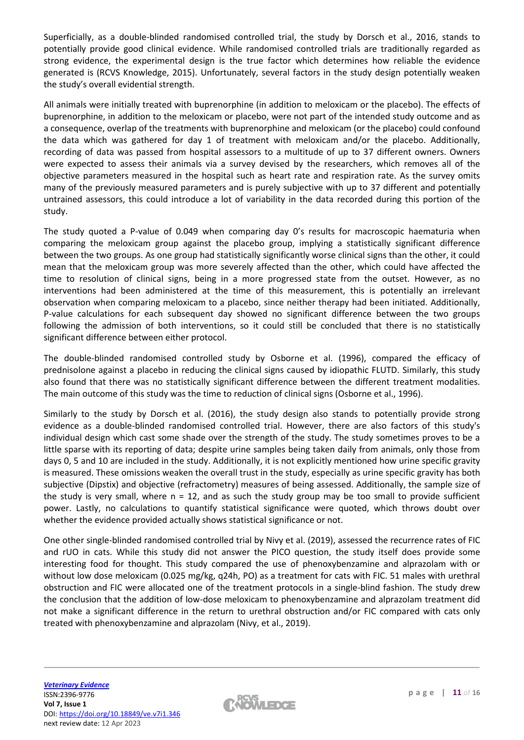Superficially, as a double-blinded randomised controlled trial, the study by Dorsch et al., 2016, stands to potentially provide good clinical evidence. While randomised controlled trials are traditionally regarded as strong evidence, the experimental design is the true factor which determines how reliable the evidence generated is (RCVS Knowledge, 2015). Unfortunately, several factors in the study design potentially weaken the study's overall evidential strength.

All animals were initially treated with buprenorphine (in addition to meloxicam or the placebo). The effects of buprenorphine, in addition to the meloxicam or placebo, were not part of the intended study outcome and as a consequence, overlap of the treatments with buprenorphine and meloxicam (or the placebo) could confound the data which was gathered for day 1 of treatment with meloxicam and/or the placebo. Additionally, recording of data was passed from hospital assessors to a multitude of up to 37 different owners. Owners were expected to assess their animals via a survey devised by the researchers, which removes all of the objective parameters measured in the hospital such as heart rate and respiration rate. As the survey omits many of the previously measured parameters and is purely subjective with up to 37 different and potentially untrained assessors, this could introduce a lot of variability in the data recorded during this portion of the study.

The study quoted a P-value of 0.049 when comparing day 0's results for macroscopic haematuria when comparing the meloxicam group against the placebo group, implying a statistically significant difference between the two groups. As one group had statistically significantly worse clinical signs than the other, it could mean that the meloxicam group was more severely affected than the other, which could have affected the time to resolution of clinical signs, being in a more progressed state from the outset. However, as no interventions had been administered at the time of this measurement, this is potentially an irrelevant observation when comparing meloxicam to a placebo, since neither therapy had been initiated. Additionally, P-value calculations for each subsequent day showed no significant difference between the two groups following the admission of both interventions, so it could still be concluded that there is no statistically significant difference between either protocol.

The double-blinded randomised controlled study by Osborne et al. (1996), compared the efficacy of prednisolone against a placebo in reducing the clinical signs caused by idiopathic FLUTD. Similarly, this study also found that there was no statistically significant difference between the different treatment modalities. The main outcome of this study was the time to reduction of clinical signs (Osborne et al., 1996).

Similarly to the study by Dorsch et al. (2016), the study design also stands to potentially provide strong evidence as a double-blinded randomised controlled trial. However, there are also factors of this study's individual design which cast some shade over the strength of the study. The study sometimes proves to be a little sparse with its reporting of data; despite urine samples being taken daily from animals, only those from days 0, 5 and 10 are included in the study. Additionally, it is not explicitly mentioned how urine specific gravity is measured. These omissions weaken the overall trust in the study, especially as urine specific gravity has both subjective (Dipstix) and objective (refractometry) measures of being assessed. Additionally, the sample size of the study is very small, where n = 12, and as such the study group may be too small to provide sufficient power. Lastly, no calculations to quantify statistical significance were quoted, which throws doubt over whether the evidence provided actually shows statistical significance or not.

One other single-blinded randomised controlled trial by Nivy et al. (2019), assessed the recurrence rates of FIC and rUO in cats. While this study did not answer the PICO question, the study itself does provide some interesting food for thought. This study compared the use of phenoxybenzamine and alprazolam with or without low dose meloxicam (0.025 mg/kg, q24h, PO) as a treatment for cats with FIC. 51 males with urethral obstruction and FIC were allocated one of the treatment protocols in a single-blind fashion. The study drew the conclusion that the addition of low-dose meloxicam to phenoxybenzamine and alprazolam treatment did not make a significant difference in the return to urethral obstruction and/or FIC compared with cats only treated with phenoxybenzamine and alprazolam (Nivy, et al., 2019).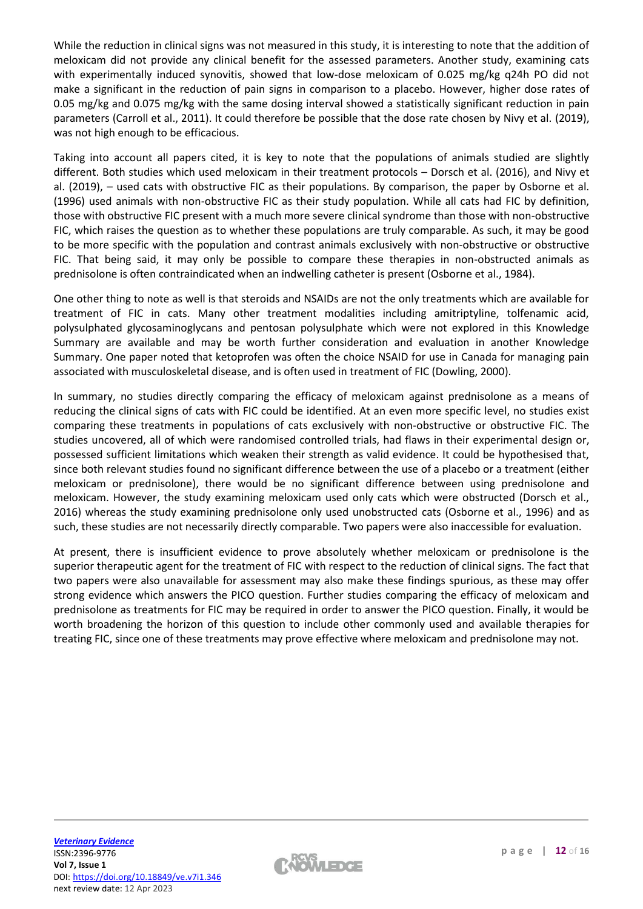While the reduction in clinical signs was not measured in this study, it is interesting to note that the addition of meloxicam did not provide any clinical benefit for the assessed parameters. Another study, examining cats with experimentally induced synovitis, showed that low-dose meloxicam of 0.025 mg/kg q24h PO did not make a significant in the reduction of pain signs in comparison to a placebo. However, higher dose rates of 0.05 mg/kg and 0.075 mg/kg with the same dosing interval showed a statistically significant reduction in pain parameters (Carroll et al., 2011). It could therefore be possible that the dose rate chosen by Nivy et al. (2019), was not high enough to be efficacious.

Taking into account all papers cited, it is key to note that the populations of animals studied are slightly different. Both studies which used meloxicam in their treatment protocols – Dorsch et al. (2016), and Nivy et al. (2019), – used cats with obstructive FIC as their populations. By comparison, the paper by Osborne et al. (1996) used animals with non-obstructive FIC as their study population. While all cats had FIC by definition, those with obstructive FIC present with a much more severe clinical syndrome than those with non-obstructive FIC, which raises the question as to whether these populations are truly comparable. As such, it may be good to be more specific with the population and contrast animals exclusively with non-obstructive or obstructive FIC. That being said, it may only be possible to compare these therapies in non-obstructed animals as prednisolone is often contraindicated when an indwelling catheter is present (Osborne et al., 1984).

One other thing to note as well is that steroids and NSAIDs are not the only treatments which are available for treatment of FIC in cats. Many other treatment modalities including amitriptyline, tolfenamic acid, polysulphated glycosaminoglycans and pentosan polysulphate which were not explored in this Knowledge Summary are available and may be worth further consideration and evaluation in another Knowledge Summary. One paper noted that ketoprofen was often the choice NSAID for use in Canada for managing pain associated with musculoskeletal disease, and is often used in treatment of FIC (Dowling, 2000).

In summary, no studies directly comparing the efficacy of meloxicam against prednisolone as a means of reducing the clinical signs of cats with FIC could be identified. At an even more specific level, no studies exist comparing these treatments in populations of cats exclusively with non-obstructive or obstructive FIC. The studies uncovered, all of which were randomised controlled trials, had flaws in their experimental design or, possessed sufficient limitations which weaken their strength as valid evidence. It could be hypothesised that, since both relevant studies found no significant difference between the use of a placebo or a treatment (either meloxicam or prednisolone), there would be no significant difference between using prednisolone and meloxicam. However, the study examining meloxicam used only cats which were obstructed (Dorsch et al., 2016) whereas the study examining prednisolone only used unobstructed cats (Osborne et al., 1996) and as such, these studies are not necessarily directly comparable. Two papers were also inaccessible for evaluation.

At present, there is insufficient evidence to prove absolutely whether meloxicam or prednisolone is the superior therapeutic agent for the treatment of FIC with respect to the reduction of clinical signs. The fact that two papers were also unavailable for assessment may also make these findings spurious, as these may offer strong evidence which answers the PICO question. Further studies comparing the efficacy of meloxicam and prednisolone as treatments for FIC may be required in order to answer the PICO question. Finally, it would be worth broadening the horizon of this question to include other commonly used and available therapies for treating FIC, since one of these treatments may prove effective where meloxicam and prednisolone may not.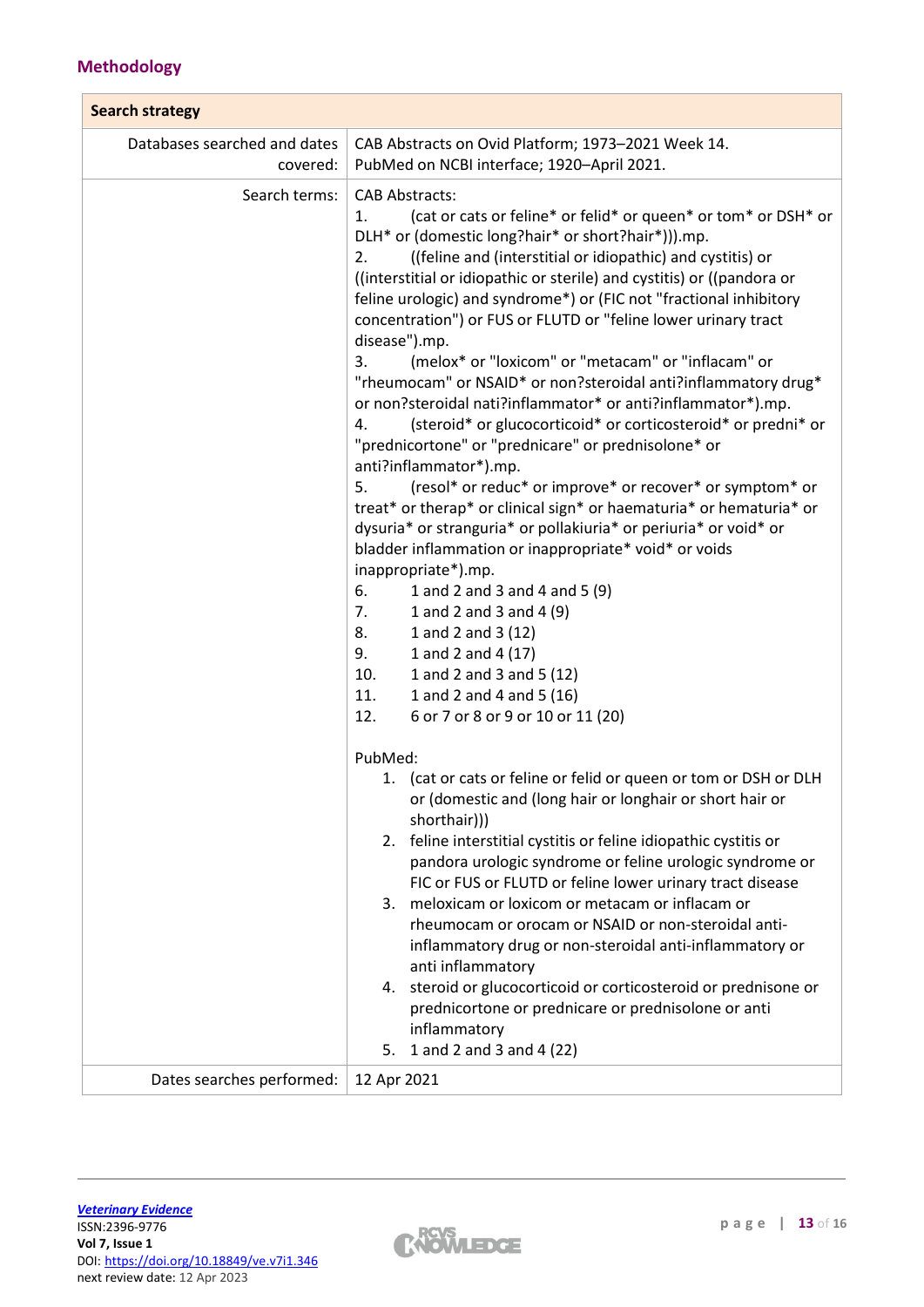## Methodology

| Search strategy | |
|---|---|
| Databases searched and dates covered: | CAB Abstracts on Ovid Platform; 1973–2021 Week 14.<br>PubMed on NCBI interface; 1920–April 2021. |
| Search terms: | CAB Abstracts:<br>1. (cat or cats or feline* or felid* or queen* or tom* or DSH* or DLH* or (domestic long?hair* or short?hair*))).mp.<br>2. ((feline and (interstitial or idiopathic) and cystitis) or ((interstitial or idiopathic or sterile) and cystitis) or ((pandora or feline urologic) and syndrome*) or (FIC not "fractional inhibitory concentration") or FUS or FLUTD or "feline lower urinary tract disease").mp.<br>3. (melox* or "loxicom" or "metacam" or "inflacam" or "rheumocam" or NSAID* or non?steroidal anti?inflammatory drug* or non?steroidal nati?inflammator* or anti?inflammator*).mp.<br>4. (steroid* or glucocorticoid* or corticosteroid* or predni* or "prednicortone" or "prednicare" or prednisolone* or anti?inflammator*).mp.<br>5. (resol* or reduc* or improve* or recover* or symptom* or treat* or therap* or clinical sign* or haematuria* or hematuria* or dysuria* or stranguria* or pollakiuria* or periuria* or void* or bladder inflammation or inappropriate* void* or voids inappropriate*).mp.<br>6. 1 and 2 and 3 and 4 and 5 (9)<br>7. 1 and 2 and 3 and 4 (9)<br>8. 1 and 2 and 3 (12)<br>9. 1 and 2 and 4 (17)<br>10. 1 and 2 and 3 and 5 (12)<br>11. 1 and 2 and 4 and 5 (16)<br>12. 6 or 7 or 8 or 9 or 10 or 11 (20)<br><br>PubMed:<br>1. (cat or cats or feline or felid or queen or tom or DSH or DLH or (domestic and (long hair or longhair or short hair or shorthair)))<br>2. feline interstitial cystitis or feline idiopathic cystitis or pandora urologic syndrome or feline urologic syndrome or FIC or FUS or FLUTD or feline lower urinary tract disease<br>3. meloxicam or loxicom or metacam or inflacam or rheumocam or orocam or NSAID or non-steroidal anti-inflammatory drug or non-steroidal anti-inflammatory or anti inflammatory<br>4. steroid or glucocorticoid or corticosteroid or prednisone or prednicortone or prednicare or prednisolone or anti inflammatory<br>5. 1 and 2 and 3 and 4 (22) |
| Dates searches performed: | 12 Apr 2021 |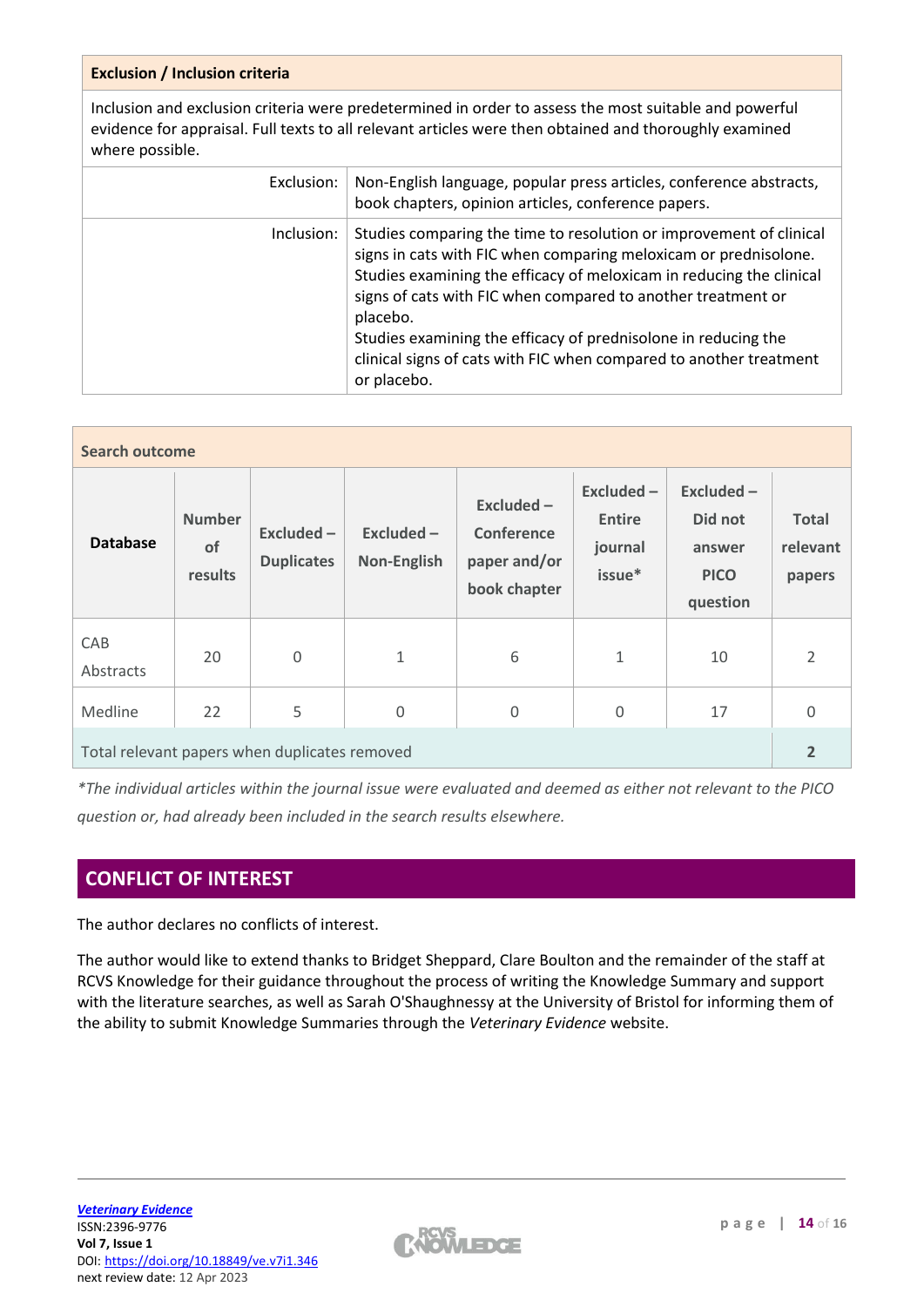| Exclusion / Inclusion criteria | |
|---|---|
| Inclusion and exclusion criteria were predetermined in order to assess the most suitable and powerful evidence for appraisal. Full texts to all relevant articles were then obtained and thoroughly examined where possible. | |
| Exclusion: | Non-English language, popular press articles, conference abstracts, book chapters, opinion articles, conference papers. |
| Inclusion: | Studies comparing the time to resolution or improvement of clinical signs in cats with FIC when comparing meloxicam or prednisolone. Studies examining the efficacy of meloxicam in reducing the clinical signs of cats with FIC when compared to another treatment or placebo. Studies examining the efficacy of prednisolone in reducing the clinical signs of cats with FIC when compared to another treatment or placebo. |

**Search outcome**

| Database | Number of results | Excluded – Duplicates | Excluded – Non-English | Excluded – Conference paper and/or book chapter | Excluded – Entire journal issue* | Excluded – Did not answer PICO question | Total relevant papers |
|---|---|---|---|---|---|---|---|
| CAB Abstracts | 20 | 0 | 1 | 6 | 1 | 10 | 2 |
| Medline | 22 | 5 | 0 | 0 | 0 | 17 | 0 |
| Total relevant papers when duplicates removed | | | | | | | 2 |

*\*The individual articles within the journal issue were evaluated and deemed as either not relevant to the PICO question or, had already been included in the search results elsewhere.*

## CONFLICT OF INTEREST

The author declares no conflicts of interest.

The author would like to extend thanks to Bridget Sheppard, Clare Boulton and the remainder of the staff at RCVS Knowledge for their guidance throughout the process of writing the Knowledge Summary and support with the literature searches, as well as Sarah O'Shaughnessy at the University of Bristol for informing them of the ability to submit Knowledge Summaries through the *Veterinary Evidence* website.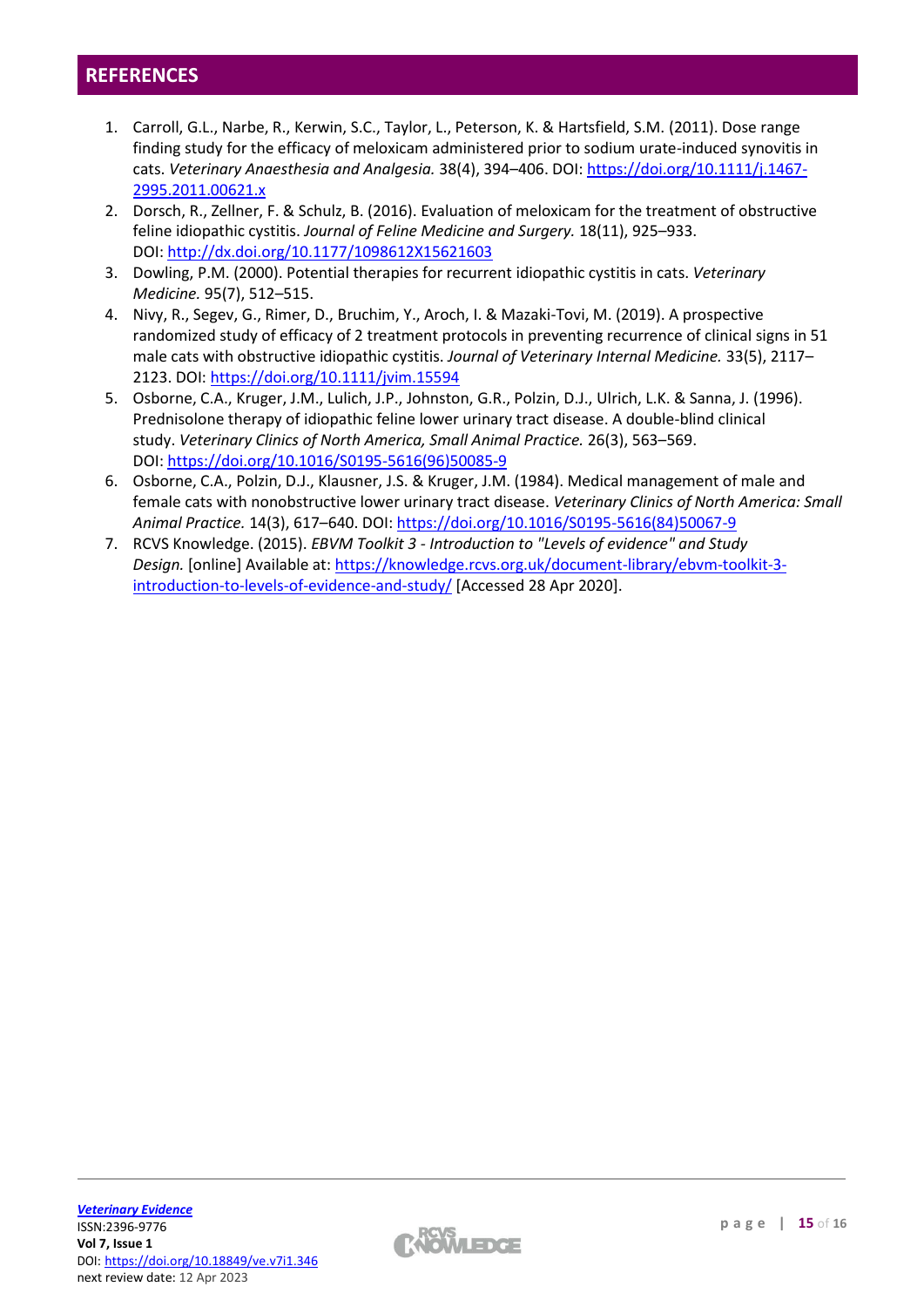## REFERENCES

1. Carroll, G.L., Narbe, R., Kerwin, S.C., Taylor, L., Peterson, K. & Hartsfield, S.M. (2011). Dose range finding study for the efficacy of meloxicam administered prior to sodium urate-induced synovitis in cats. *Veterinary Anaesthesia and Analgesia.* 38(4), 394–406. DOI: [https://doi.org/10.1111/j.1467-2995.2011.00621.x](https://doi.org/10.1111/j.1467-2995.2011.00621.x)
2. Dorsch, R., Zellner, F. & Schulz, B. (2016). Evaluation of meloxicam for the treatment of obstructive feline idiopathic cystitis. *Journal of Feline Medicine and Surgery.* 18(11), 925–933. DOI: [http://dx.doi.org/10.1177/1098612X15621603](http://dx.doi.org/10.1177/1098612X15621603)
3. Dowling, P.M. (2000). Potential therapies for recurrent idiopathic cystitis in cats. *Veterinary Medicine.* 95(7), 512–515.
4. Nivy, R., Segev, G., Rimer, D., Bruchim, Y., Aroch, I. & Mazaki-Tovi, M. (2019). A prospective randomized study of efficacy of 2 treatment protocols in preventing recurrence of clinical signs in 51 male cats with obstructive idiopathic cystitis. *Journal of Veterinary Internal Medicine.* 33(5), 2117–2123. DOI: [https://doi.org/10.1111/jvim.15594](https://doi.org/10.1111/jvim.15594)
5. Osborne, C.A., Kruger, J.M., Lulich, J.P., Johnston, G.R., Polzin, D.J., Ulrich, L.K. & Sanna, J. (1996). Prednisolone therapy of idiopathic feline lower urinary tract disease. A double-blind clinical study. *Veterinary Clinics of North America, Small Animal Practice.* 26(3), 563–569. DOI: [https://doi.org/10.1016/S0195-5616(96)50085-9](https://doi.org/10.1016/S0195-5616(96)50085-9)
6. Osborne, C.A., Polzin, D.J., Klausner, J.S. & Kruger, J.M. (1984). Medical management of male and female cats with nonobstructive lower urinary tract disease. *Veterinary Clinics of North America: Small Animal Practice.* 14(3), 617–640. DOI: [https://doi.org/10.1016/S0195-5616(84)50067-9](https://doi.org/10.1016/S0195-5616(84)50067-9)
7. RCVS Knowledge. (2015). *EBVM Toolkit 3 - Introduction to "Levels of evidence" and Study Design.* [online] Available at: [https://knowledge.rcvs.org.uk/document-library/ebvm-toolkit-3-introduction-to-levels-of-evidence-and-study/](https://knowledge.rcvs.org.uk/document-library/ebvm-toolkit-3-introduction-to-levels-of-evidence-and-study/) [Accessed 28 Apr 2020].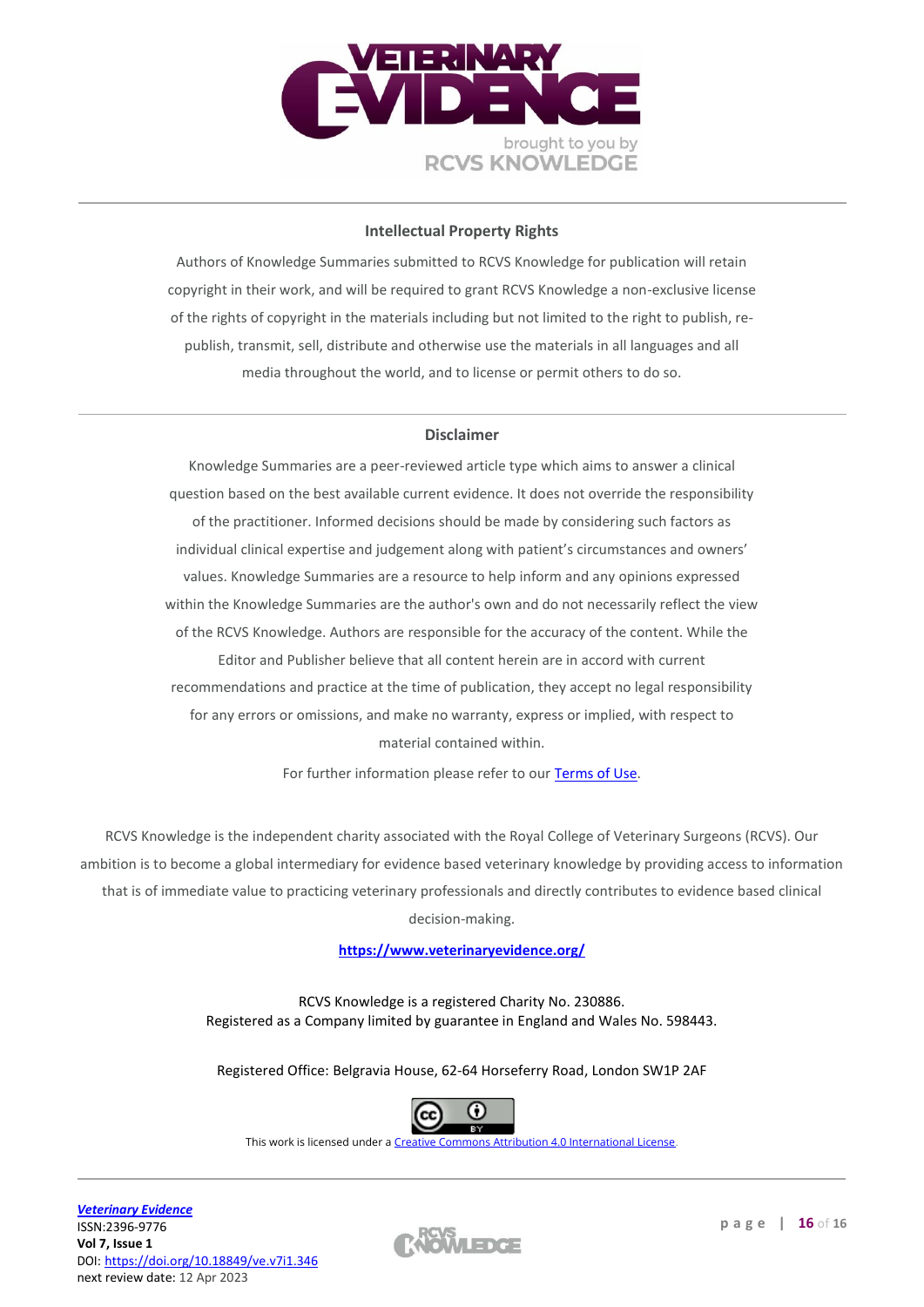## Intellectual Property Rights

Authors of Knowledge Summaries submitted to RCVS Knowledge for publication will retain copyright in their work, and will be required to grant RCVS Knowledge a non-exclusive license of the rights of copyright in the materials including but not limited to the right to publish, re-publish, transmit, sell, distribute and otherwise use the materials in all languages and all media throughout the world, and to license or permit others to do so.

## Disclaimer

Knowledge Summaries are a peer-reviewed article type which aims to answer a clinical question based on the best available current evidence. It does not override the responsibility of the practitioner. Informed decisions should be made by considering such factors as individual clinical expertise and judgement along with patient's circumstances and owners' values. Knowledge Summaries are a resource to help inform and any opinions expressed within the Knowledge Summaries are the author's own and do not necessarily reflect the view of the RCVS Knowledge. Authors are responsible for the accuracy of the content. While the Editor and Publisher believe that all content herein are in accord with current recommendations and practice at the time of publication, they accept no legal responsibility for any errors or omissions, and make no warranty, express or implied, with respect to material contained within.

For further information please refer to our [Terms of Use](#).

RCVS Knowledge is the independent charity associated with the Royal College of Veterinary Surgeons (RCVS). Our ambition is to become a global intermediary for evidence based veterinary knowledge by providing access to information that is of immediate value to practicing veterinary professionals and directly contributes to evidence based clinical decision-making.

**https://www.veterinaryevidence.org/**

RCVS Knowledge is a registered Charity No. 230886.
Registered as a Company limited by guarantee in England and Wales No. 598443.

Registered Office: Belgravia House, 62-64 Horseferry Road, London SW1P 2AF

This work is licensed under a Creative Commons Attribution 4.0 International License.

*Veterinary Evidence*
ISSN:2396-9776
**Vol 7, Issue 1**
DOI: https://doi.org/10.18849/ve.v7i1.346
next review date: 12 Apr 2023